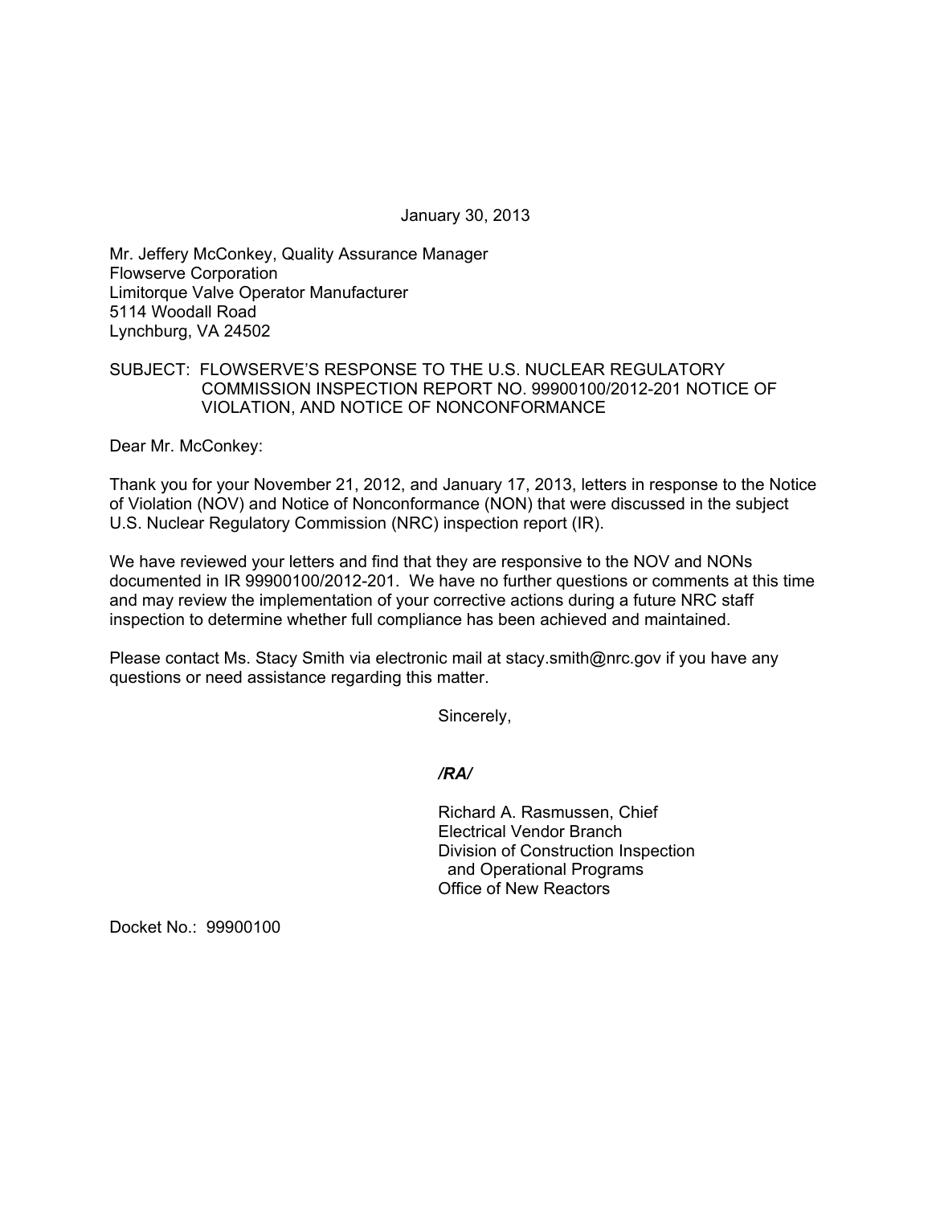January 30, 2013

Mr. Jeffery McConkey, Quality Assurance Manager
Flowserve Corporation
Limitorque Valve Operator Manufacturer
5114 Woodall Road
Lynchburg, VA 24502

SUBJECT: FLOWSERVE'S RESPONSE TO THE U.S. NUCLEAR REGULATORY COMMISSION INSPECTION REPORT NO. 99900100/2012-201 NOTICE OF VIOLATION, AND NOTICE OF NONCONFORMANCE

Dear Mr. McConkey:

Thank you for your November 21, 2012, and January 17, 2013, letters in response to the Notice of Violation (NOV) and Notice of Nonconformance (NON) that were discussed in the subject U.S. Nuclear Regulatory Commission (NRC) inspection report (IR).

We have reviewed your letters and find that they are responsive to the NOV and NONs documented in IR 99900100/2012-201. We have no further questions or comments at this time and may review the implementation of your corrective actions during a future NRC staff inspection to determine whether full compliance has been achieved and maintained.

Please contact Ms. Stacy Smith via electronic mail at stacy.smith@nrc.gov if you have any questions or need assistance regarding this matter.

Sincerely,

*/RA/*

Richard A. Rasmussen, Chief
Electrical Vendor Branch
Division of Construction Inspection
and Operational Programs
Office of New Reactors

Docket No.: 99900100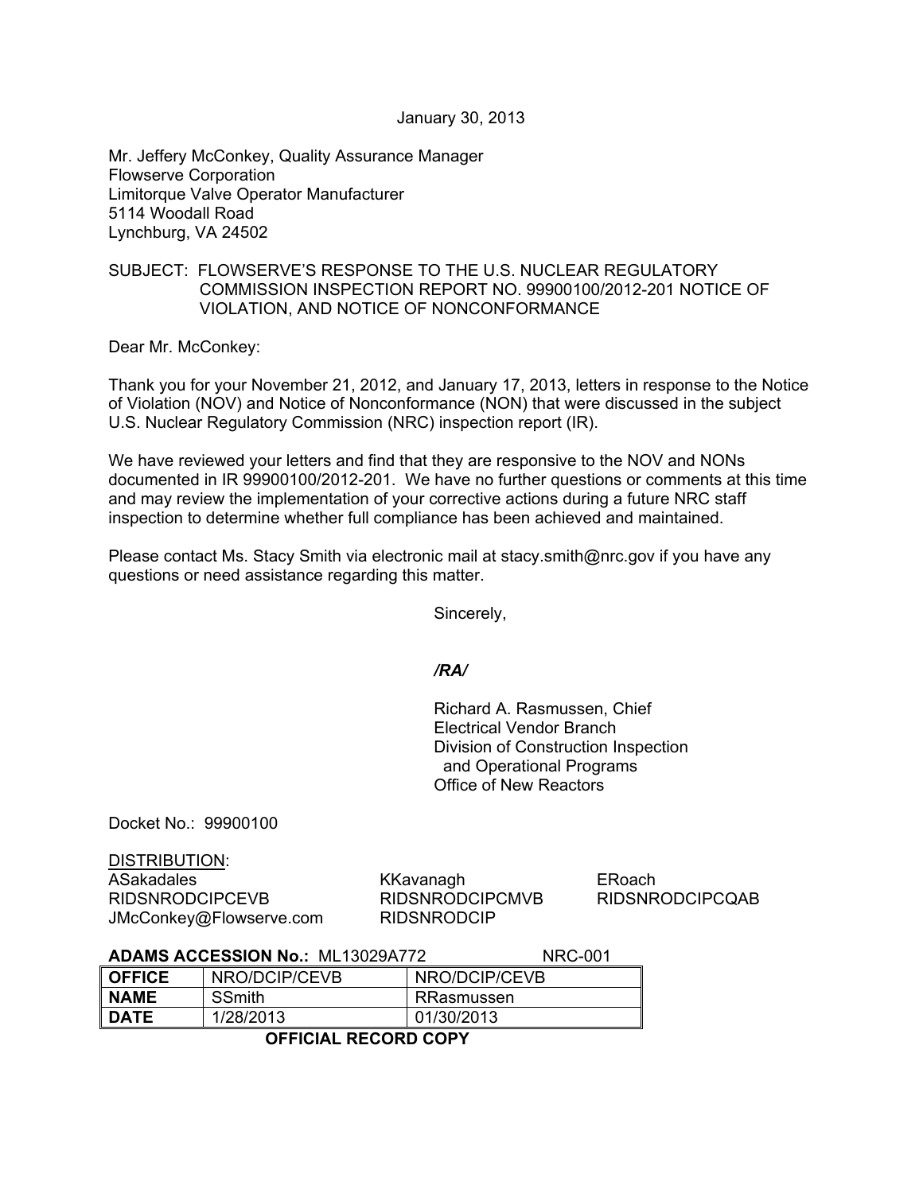January 30, 2013

Mr. Jeffery McConkey, Quality Assurance Manager
Flowserve Corporation
Limitorque Valve Operator Manufacturer
5114 Woodall Road
Lynchburg, VA 24502

SUBJECT: FLOWSERVE'S RESPONSE TO THE U.S. NUCLEAR REGULATORY COMMISSION INSPECTION REPORT NO. 99900100/2012-201 NOTICE OF VIOLATION, AND NOTICE OF NONCONFORMANCE

Dear Mr. McConkey:

Thank you for your November 21, 2012, and January 17, 2013, letters in response to the Notice of Violation (NOV) and Notice of Nonconformance (NON) that were discussed in the subject U.S. Nuclear Regulatory Commission (NRC) inspection report (IR).

We have reviewed your letters and find that they are responsive to the NOV and NONs documented in IR 99900100/2012-201. We have no further questions or comments at this time and may review the implementation of your corrective actions during a future NRC staff inspection to determine whether full compliance has been achieved and maintained.

Please contact Ms. Stacy Smith via electronic mail at stacy.smith@nrc.gov if you have any questions or need assistance regarding this matter.

Sincerely,

*/RA/*

Richard A. Rasmussen, Chief
Electrical Vendor Branch
Division of Construction Inspection
and Operational Programs
Office of New Reactors

Docket No.: 99900100

DISTRIBUTION:
ASakadales
KKavanagh
ERoach
RIDSNRODCIPCEVB
RIDSNRODCIPCMVB
RIDSNRODCIPCQAB
JMcConkey@Flowserve.com
RIDSNRODCIP

**ADAMS ACCESSION No.:** ML13029A772 NRC-001

| **OFFICE** | NRO/DCIP/CEVB | NRO/DCIP/CEVB |
|---|---|---|
| **NAME** | SSmith | RRasmussen |
| **DATE** | 1/28/2013 | 01/30/2013 |

**OFFICIAL RECORD COPY**